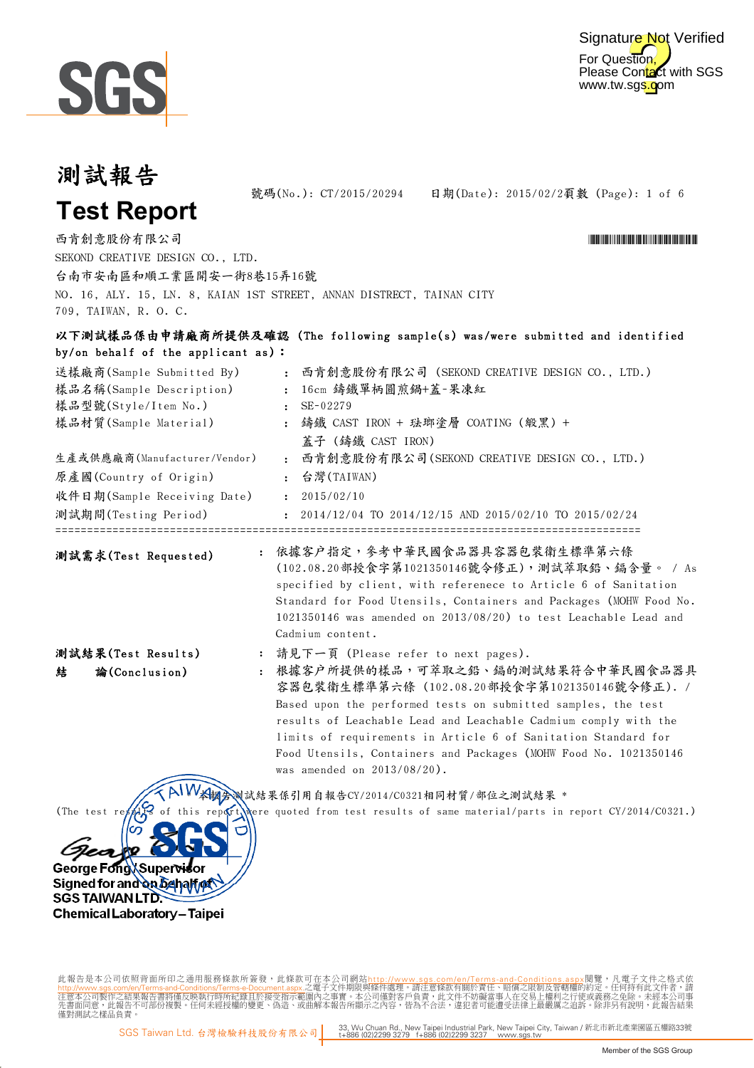# 測試報告

# Test Report

號碼(No.): CT/2015/20294　　日期(Date): 2015/02/24

西肯創意股份有限公司

SEKOND CREATIVE DESIGN CO., LTD.

台南市安南區和順工業區開安一街8巷15弄16號

NO. 16, ALY. 15, LN. 8, KAIAN 1ST STREET, ANNAN DISTRICT, TAINAN CITY 709, TAIWAN, R. O. C.

**以下測試樣品係由申請廠商所提供及確認 (The following sample(s) was/were submitted and identified by/on behalf of the applicant as):**

| | | |
|---|---|---|
| 送樣廠商(Sample Submitted By) | : | 西肯創意股份有限公司 (SEKOND CREATIVE DESIGN CO., LTD.) |
| 樣品名稱(Sample Description) | : | 16cm 鑄鐵單柄圓煎鍋+蓋-果凍紅 |
| 樣品型號(Style/Item No.) | : | SE-02279 |
| 樣品材質(Sample Material) | : | 鑄鐵 CAST IRON + 琺瑯塗層 COATING (緞黑) + 蓋子 (鑄鐵 CAST IRON) |
| 生產或供應廠商(Manufacturer/Vendor) | : | 西肯創意股份有限公司(SEKOND CREATIVE DESIGN CO., LTD.) |
| 原產國(Country of Origin) | : | 台灣(TAIWAN) |
| 收件日期(Sample Receiving Date) | : | 2015/02/10 |
| 測試期間(Testing Period) | : | 2014/12/04 TO 2014/12/15 AND 2015/02/10 TO 2015/02/24 |

==========================================================================================

**測試需求(Test Requested)** : 依據客戶指定，參考中華民國食品器具容器包裝衛生標準第六條(102.08.20部授食字第1021350146號令修正)，測試萃取鉛、鎘含量。 / As specified by client, with refererece to Article 6 of Sanitation Standard for Food Utensils, Containers and Packages (MOHW Food No. 1021350146 was amended on 2013/08/20) to test Leachable Lead and Cadmium content.

**測試結果(Test Results)** : 請見下一頁 (Please refer to next pages).

**結　論(Conclusion)** : 根據客戶所提供的樣品，可萃取之鉛、鎘的測試結果符合中華民國食品器具容器包裝衛生標準第六條 (102.08.20部授食字第1021350146號令修正). / Based upon the performed tests on submitted samples, the test results of Leachable Lead and Leachable Cadmium comply with the limits of requirements in Article 6 of Sanitation Standard for Food Utensils, Containers and Packages (MOHW Food No. 1021350146 was amended on 2013/08/20).

*本報告測試結果係引用自報告CY/2014/C0321相同材質/部位之測試結果 *
(The test results of this report were quoted from test results of same material/parts in report CY/2014/C0321.)

George Fong / Supervisor
Signed for and on behalf of
SGS TAIWAN LTD.
Chemical Laboratory – Taipei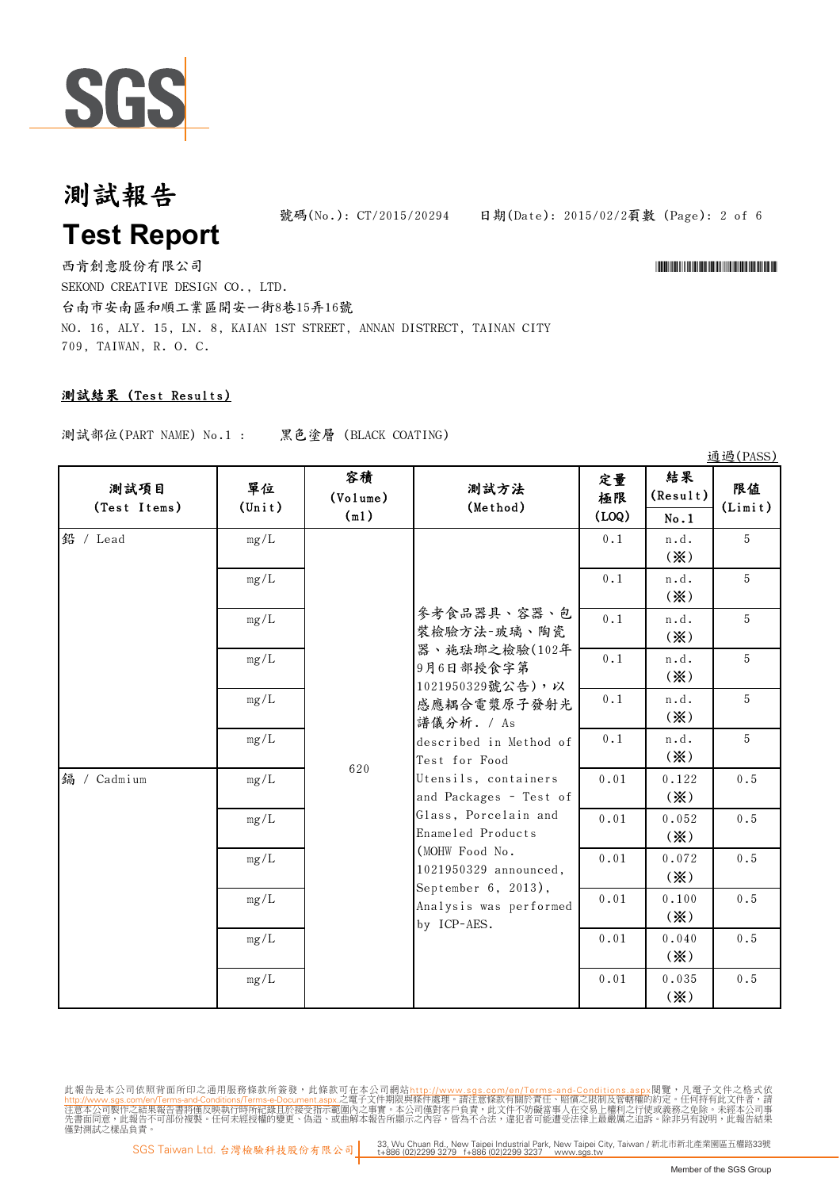# 測試報告

# Test Report

號碼(No.): CT/2015/20294　　日期(Date): 2015/02/2

西肯創意股份有限公司

SEKOND CREATIVE DESIGN CO., LTD.

台南市安南區和順工業區開安一街8巷15弄16號

NO. 16, ALY. 15, LN. 8, KAIAN 1ST STREET, ANNAN DISTRICT, TAINAN CITY 709, TAIWAN, R. O. C.

## 測試結果 (Test Results)

測試部位(PART NAME) No.1 :　黑色塗層 (BLACK COATING)

通過(PASS)

| 測試項目 (Test Items) | 單位 (Unit) | 容積 (Volume) (ml) | 測試方法 (Method) | 定量極限 (LOQ) | 結果 (Result) No.1 | 限值 (Limit) |
|---|---|---|---|---|---|---|
| 鉛 / Lead | mg/L | 620 | 參考食品器具、容器、包裝檢驗方法-玻璃、陶瓷器、施琺瑯之檢驗(102年9月6日部授食字第1021950329號公告)，以感應耦合電漿原子發射光譜儀分析. / As described in Method of Test for Food Utensils, containers and Packages - Test of Glass, Porcelain and Enameled Products (MOHW Food No. 1021950329 announced, September 6, 2013), Analysis was performed by ICP-AES. | 0.1 | n.d. (※) | 5 |
| | mg/L | | | 0.1 | n.d. (※) | 5 |
| | mg/L | | | 0.1 | n.d. (※) | 5 |
| | mg/L | | | 0.1 | n.d. (※) | 5 |
| | mg/L | | | 0.1 | n.d. (※) | 5 |
| | mg/L | | | 0.1 | n.d. (※) | 5 |
| 鎘 / Cadmium | mg/L | | | 0.01 | 0.122 (※) | 0.5 |
| | mg/L | | | 0.01 | 0.052 (※) | 0.5 |
| | mg/L | | | 0.01 | 0.072 (※) | 0.5 |
| | mg/L | | | 0.01 | 0.100 (※) | 0.5 |
| | mg/L | | | 0.01 | 0.040 (※) | 0.5 |
| | mg/L | | | 0.01 | 0.035 (※) | 0.5 |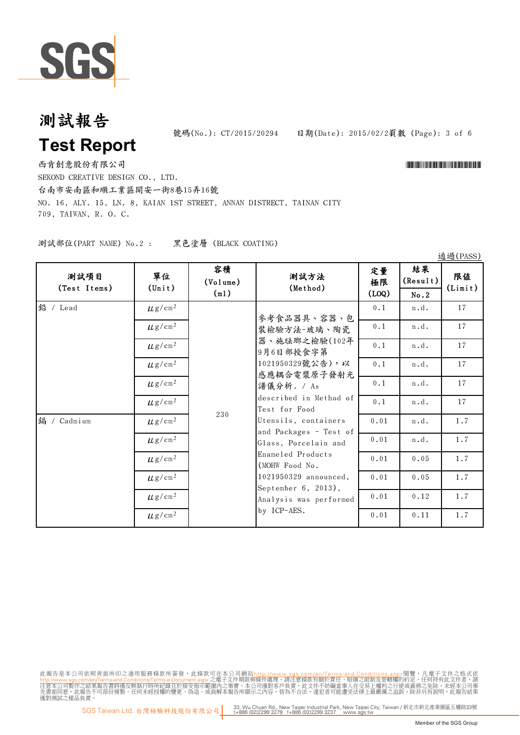# 測試報告

# Test Report

號碼(No.): CT/2015/20294　　日期(Date): 2015/02/2

西肯創意股份有限公司

SEKOND CREATIVE DESIGN CO., LTD.

台南市安南區和順工業區開安一街8巷15弄16號

NO. 16, ALY. 15, LN. 8, KAIAN 1ST STREET, ANNAN DISTRECT, TAINAN CITY 709, TAIWAN, R. O. C.

測試部位(PART NAME) No.2 :　　黑色塗層 (BLACK COATING)

通過(PASS)

| 測試項目 (Test Items) | 單位 (Unit) | 容積 (Volume) (ml) | 測試方法 (Method) | 定量極限 (LOQ) | 結果 (Result) No.2 | 限值 (Limit) |
|---|---|---|---|---|---|---|
| 鉛 / Lead | μg/cm² | 230 | 參考食品器具、容器、包裝檢驗方法-玻璃、陶瓷器、施琺瑯之檢驗(102年9月6日部授食字第1021950329號公告)，以感應耦合電漿原子發射光譜儀分析. / As described in Method of Test for Food Utensils, containers and Packages - Test of Glass, Porcelain and Enameled Products (MOHW Food No. 1021950329 announced, September 6, 2013), Analysis was performed by ICP-AES. | 0.1 | n.d. | 17 |
| | μg/cm² | | | 0.1 | n.d. | 17 |
| | μg/cm² | | | 0.1 | n.d. | 17 |
| | μg/cm² | | | 0.1 | n.d. | 17 |
| | μg/cm² | | | 0.1 | n.d. | 17 |
| | μg/cm² | | | 0.1 | n.d. | 17 |
| 鎘 / Cadmium | μg/cm² | | | 0.01 | n.d. | 1.7 |
| | μg/cm² | | | 0.01 | n.d. | 1.7 |
| | μg/cm² | | | 0.01 | 0.05 | 1.7 |
| | μg/cm² | | | 0.01 | 0.05 | 1.7 |
| | μg/cm² | | | 0.01 | 0.12 | 1.7 |
| | μg/cm² | | | 0.01 | 0.11 | 1.7 |

此報告是本公司依照背面所印之通用服務條款所簽發，此條款可在本公司網站http://www.sgs.com/en/Terms-and-Conditions.aspx閱覽，凡電子文件之格式依http://www.sgs.com/en/Terms-and-Conditions/Terms-e-Document.aspx之電子文件期限與條件處理。請注意條款有關於責任、賠償之限制及管轄權的約定。任何持有此文件者，請注意本公司製作之結果報告書將僅反映執行時所紀錄且於接受指示範圍內之事實。本公司僅對客戶負責，此文件不妨礙當事人在交易上權利之行使或義務之免除。未經本公司事先書面同意，此報告不可部份複製。任何未經授權的變更、偽造、或曲解本報告所顯示之內容，皆為不合法，違犯者可能遭受法律上最嚴厲之追訴。除非另有說明，此報告結果僅對測試之樣品負責。

SGS Taiwan Ltd. 台灣檢驗科技股份有限公司 | 33, Wu Chuan Rd., New Taipei Industrial Park, New Taipei City, Taiwan / 新北市新北產業園區五權路33號 t+886 (02)2299 3279 f+886 (02)2299 3237 www.sgs.tw

Member of the SGS Group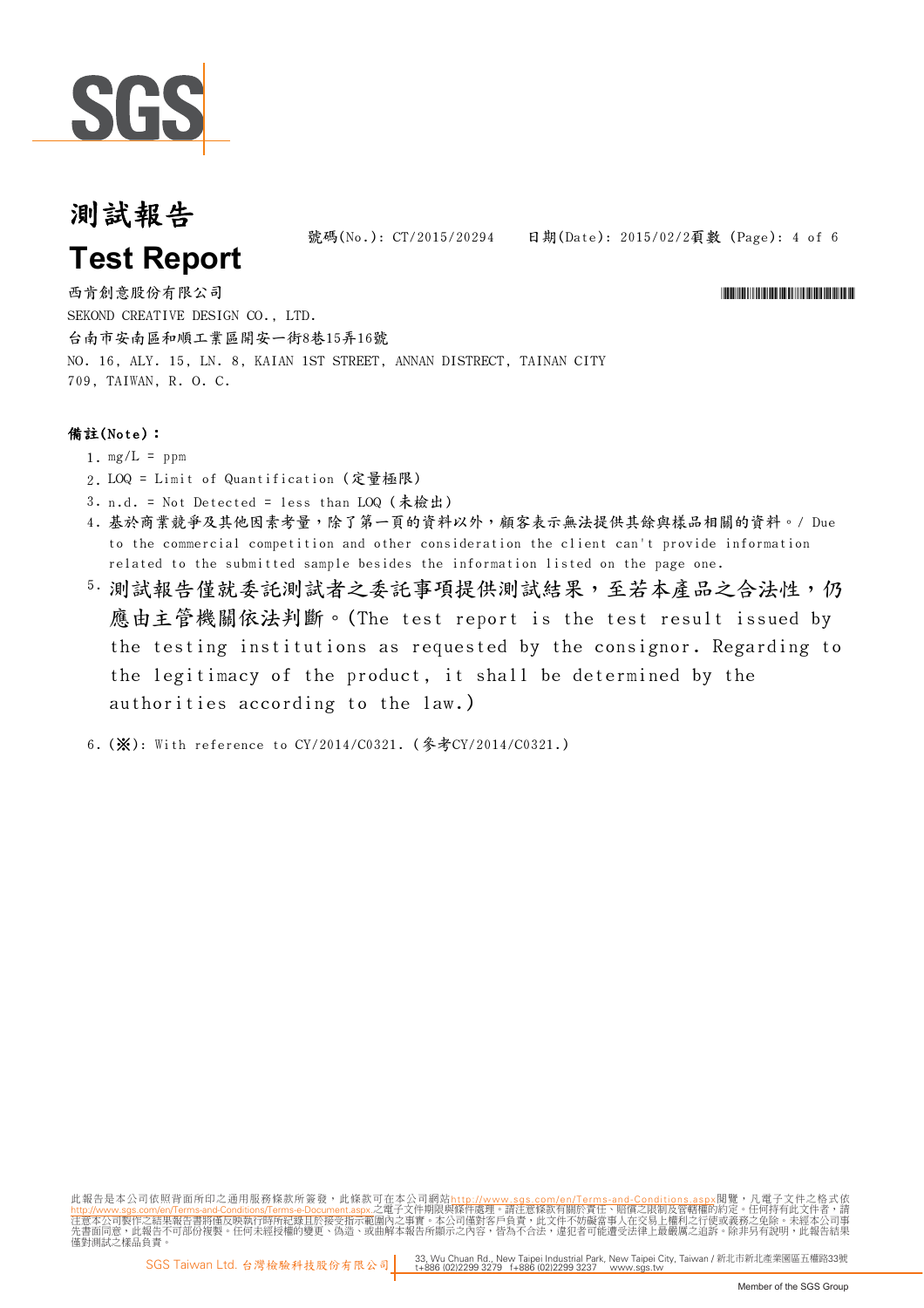# 測試報告

# Test Report

號碼(No.): CT/2015/20294　　日期(Date): 2015/02/2

西肯創意股份有限公司

SEKOND CREATIVE DESIGN CO., LTD.

台南市安南區和順工業區開安一街8巷15弄16號

NO. 16, ALY. 15, LN. 8, KAIAN 1ST STREET, ANNAN DISTRECT, TAINAN CITY 709, TAIWAN, R. O. C.

**備註(Note):**

1. mg/L = ppm
2. LOQ = Limit of Quantification (定量極限)
3. n.d. = Not Detected = less than LOQ (未檢出)
4. 基於商業競爭及其他因素考量，除了第一頁的資料以外，顧客表示無法提供其餘與樣品相關的資料。/ Due to the commercial competition and other consideration the client can't provide information related to the submitted sample besides the information listed on the page one.
5. 測試報告僅就委託測試者之委託事項提供測試結果，至若本產品之合法性，仍應由主管機關依法判斷。(The test report is the test result issued by the testing institutions as requested by the consignor. Regarding to the legitimacy of the product, it shall be determined by the authorities according to the law.)
6. (※): With reference to CY/2014/C0321. (參考CY/2014/C0321.)

此報告是本公司依照背面所印之通用服務條款所簽發，此條款可在本公司網站http://www.sgs.com/en/Terms-and-Conditions.aspx閱覽，凡電子文件之格式依http://www.sgs.com/en/Terms-and-Conditions/Terms-e-Document.aspx之電子文件期限與條件處理。請注意條款有關於責任、賠償之限制及管轄權的約定。任何持有此文件者，請注意本公司製作之結果報告書將僅反映執行時所紀錄且於接受指示範圍內之事實。本公司僅對客戶負責，此文件不妨礙當事人在交易上權利之行使或義務之免除。未經本公司事先書面同意，此報告不可部份複製。任何未經授權的變更、偽造、或曲解本報告所顯示之內容，皆為不合法，違犯者可能遭受法律上最嚴厲之追訴。除非另有說明，此報告結果僅對測試之樣品負責。

SGS Taiwan Ltd. 台灣檢驗科技股份有限公司　33, Wu Chuan Rd., New Taipei Industrial Park, New Taipei City, Taiwan / 新北市新北產業園區五權路33號　t+886 (02)2299 3279　f+886 (02)2299 3237　www.sgs.tw

Member of the SGS Group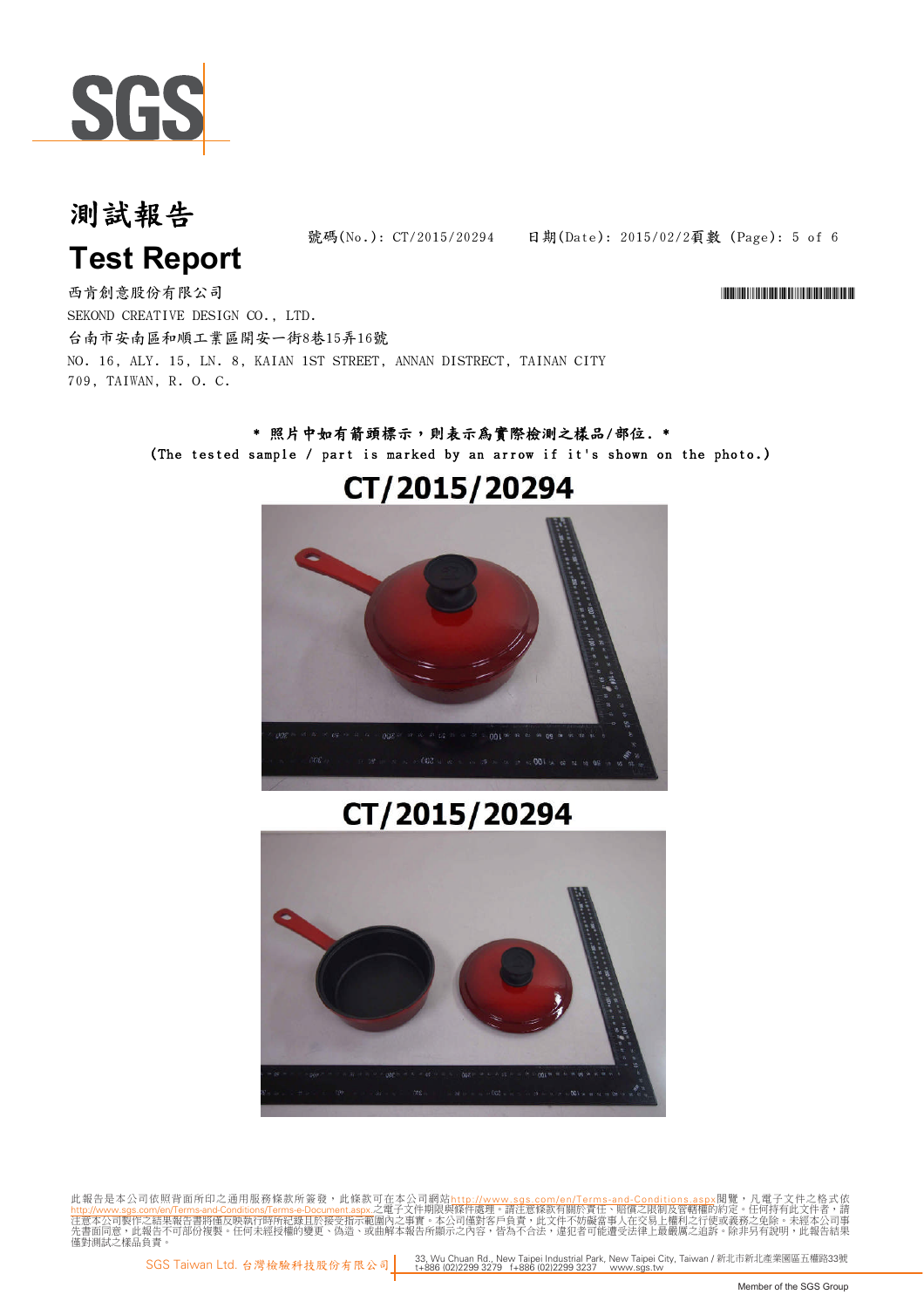# 測試報告

# Test Report

號碼(No.): CT/2015/20294　　日期(Date): 2015/02/2　　頁數 (Page): 5 of 6

西肯創意股份有限公司

SEKOND CREATIVE DESIGN CO., LTD.

台南市安南區和順工業區開安一街8巷15弄16號

NO. 16, ALY. 15, LN. 8, KAIAN 1ST STREET, ANNAN DISTRECT, TAINAN CITY 709, TAIWAN, R. O. C.

\* 照片中如有箭頭標示，則表示為實際檢測之樣品/部位. \*

(The tested sample / part is marked by an arrow if it's shown on the photo.)

CT/2015/20294

CT/2015/20294

此報告是本公司依照背面所印之通用服務條款所簽發，此條款可在本公司網站http://www.sgs.com/en/Terms-and-Conditions.aspx閱覽，凡電子文件之格式依http://www.sgs.com/en/Terms-and-Conditions/Terms-e-Document.aspx之電子文件期限與條件處理。請注意條款有關於責任、賠償之限制及管轄權的約定。任何持有此文件者，請注意本公司製作之結果報告書將僅反映執行時所紀錄且於接受指示範圍內之事實。本公司僅對客戶負責，此文件不妨礙當事人在交易上權利之行使或義務之免除。未經本公司事先書面同意，此報告不可部份複製。任何未經授權的變更、偽造、或曲解本報告所顯示之內容，皆為不合法，違犯者可能遭受法律上最嚴厲之追訴。除非另有說明，此報告結果僅對測試之樣品負責。

SGS Taiwan Ltd. 台灣檢驗科技股份有限公司 | 33, Wu Chuan Rd., New Taipei Industrial Park, New Taipei City, Taiwan / 新北市新北產業園區五權路33號 t+886 (02)2299 3279 f+886 (02)2299 3237 www.sgs.tw

Member of the SGS Group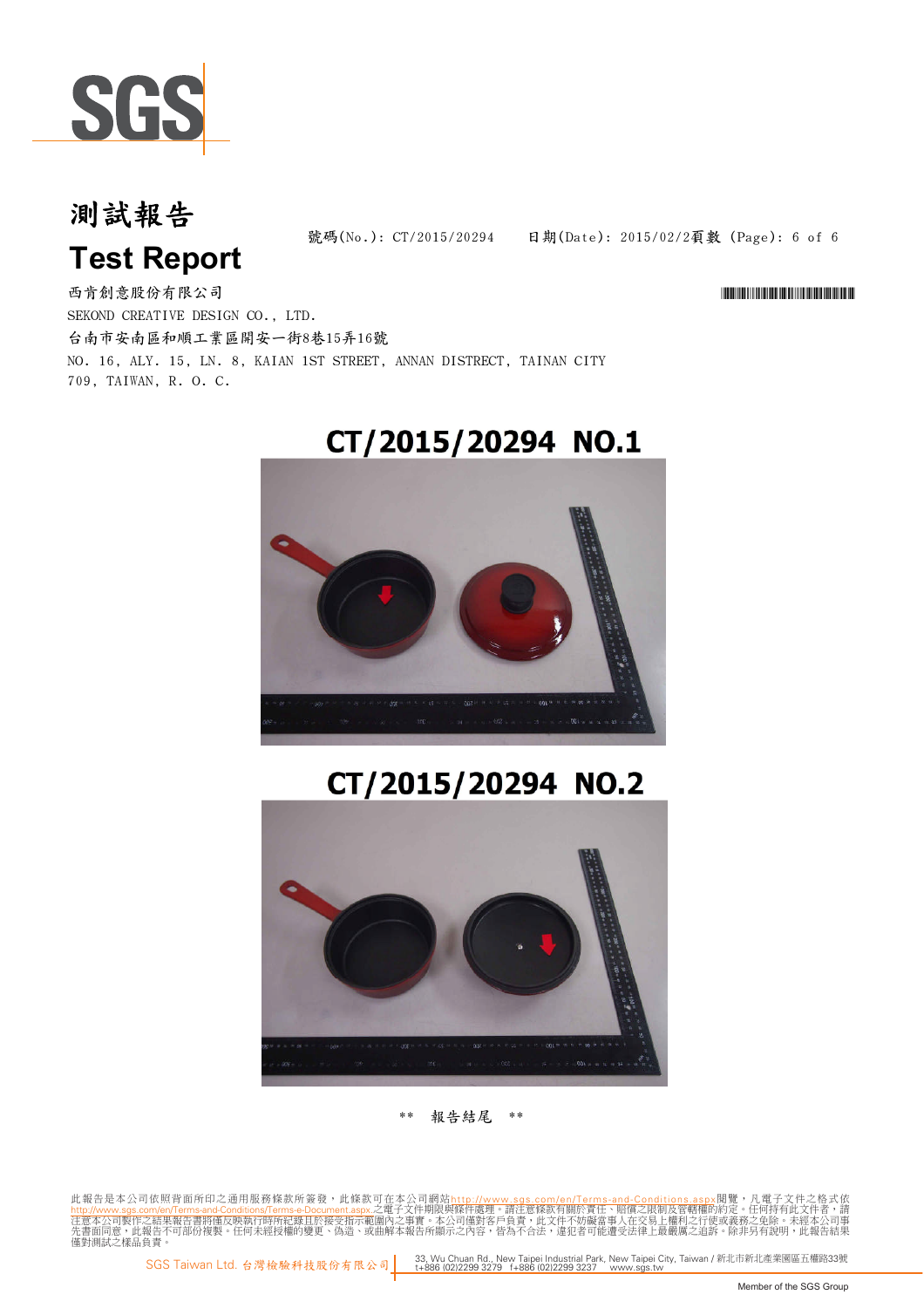# 測試報告

# Test Report

號碼(No.): CT/2015/20294　　日期(Date): 2015/02/2　　頁數 (Page): 6 of 6

西肯創意股份有限公司

SEKOND CREATIVE DESIGN CO., LTD.

台南市安南區和順工業區開安一街8巷15弄16號

NO. 16, ALY. 15, LN. 8, KAIAN 1ST STREET, ANNAN DISTRECT, TAINAN CITY
709, TAIWAN, R. O. C.

CT/2015/20294 NO.1

CT/2015/20294 NO.2

** 報告結尾 **

此報告是本公司依照背面所印之通用服務條款所簽發，此條款可在本公司網站http://www.sgs.com/en/Terms-and-Conditions.aspx閱覽，凡電子文件之格式依http://www.sgs.com/en/Terms-and-Conditions/Terms-e-Document.aspx之電子文件期限與條件處理。請注意條款有關於責任、賠償之限制及管轄權的約定。任何持有此文件者，請注意本公司製作之結果報告書將僅反映執行時所紀錄且於接受指示範圍內之事實。本公司僅對客戶負責，此文件不妨礙當事人在交易上權利之行使或義務之免除。未經本公司事先書面同意，此報告不可部份複製。任何未經授權的變更、偽造、或曲解本報告所顯示之內容，皆為不合法，違犯者可能遭受法律上最嚴厲之追訴。除非另有說明，此報告結果僅對測試之樣品負責。

SGS Taiwan Ltd. 台灣檢驗科技股份有限公司 | 33, Wu Chuan Rd., New Taipei Industrial Park, New Taipei City, Taiwan / 新北市新北產業園區五權路33號 t+886 (02)2299 3279 f+886 (02)2299 3237 www.sgs.tw

Member of the SGS Group